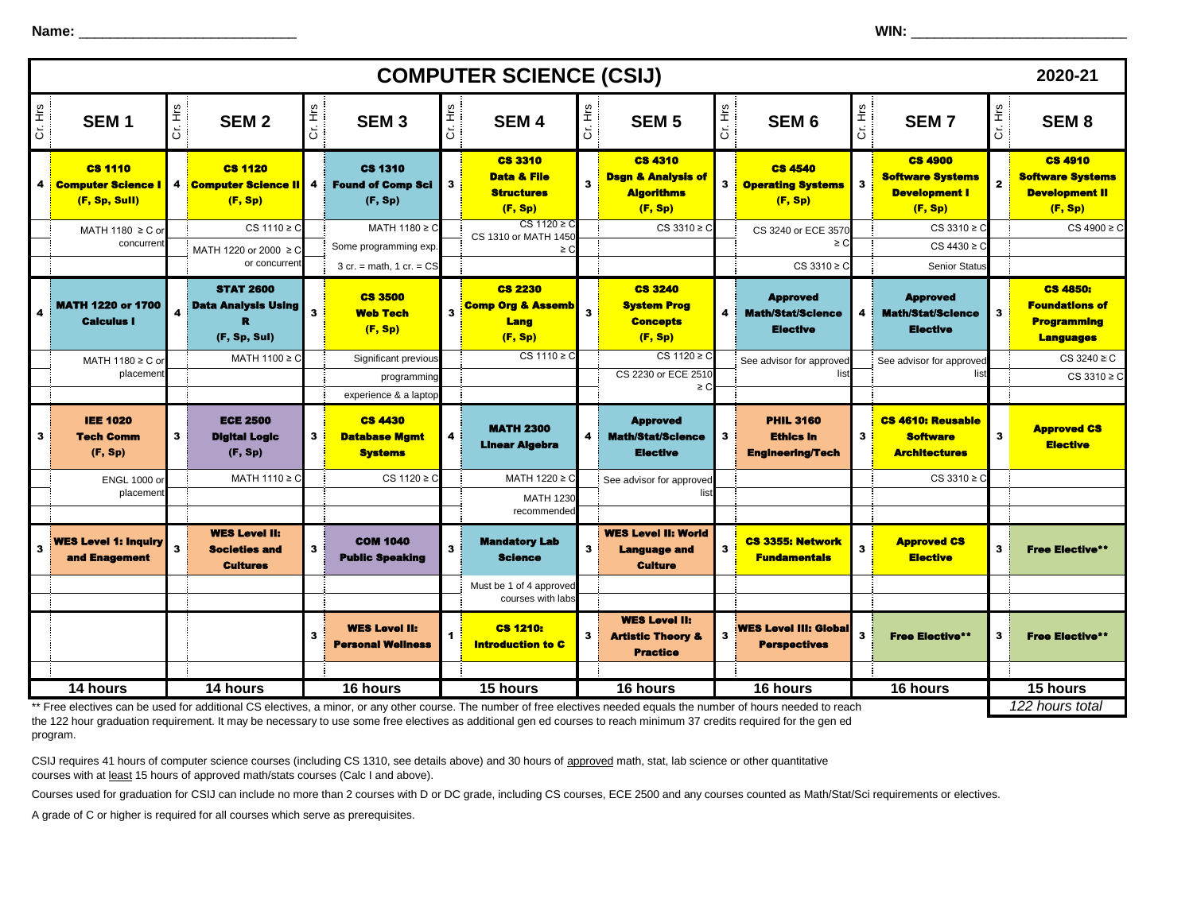Name: ___________________________ WIN: ___________________________

# COMPUTER SCIENCE (CSIJ) 2020-21

| Cr. Hrs | SEM 1 | Cr. Hrs | SEM 2 | Cr. Hrs | SEM 3 | Cr. Hrs | SEM 4 | Cr. Hrs | SEM 5 | Cr. Hrs | SEM 6 | Cr. Hrs | SEM 7 | Cr. Hrs | SEM 8 |
|---|---|---|---|---|---|---|---|---|---|---|---|---|---|---|---|
| 4 | **CS 1110 Computer Science I (F, Sp, SuII)** | 4 | **CS 1120 Computer Science II (F, Sp)** | 4 | **CS 1310 Found of Comp Sci (F, Sp)** | 3 | **CS 3310 Data & File Structures (F, Sp)** | 3 | **CS 4310 Dsgn & Analysis of Algorithms (F, Sp)** | 3 | **CS 4540 Operating Systems (F, Sp)** | 3 | **CS 4900 Software Systems Development I (F, Sp)** | 2 | **CS 4910 Software Systems Development II (F, Sp)** |
| | MATH 1180 ≥ C or concurrent | | CS 1110 ≥ C; MATH 1220 or 2000 ≥ C or concurrent | | MATH 1180 ≥ C; Some programming exp.; 3 cr. = math, 1 cr. = CS | | CS 1120 ≥ C; CS 1310 or MATH 1450 ≥ C | | CS 3310 ≥ C | | CS 3240 or ECE 3570 ≥ C; CS 3310 ≥ C | | CS 3310 ≥ C; CS 4430 ≥ C; Senior Status | | CS 4900 ≥ C |
| 4 | **MATH 1220 or 1700 Calculus I** | 4 | **STAT 2600 Data Analysis Using R (F, Sp, SuI)** | 3 | **CS 3500 Web Tech (F, Sp)** | 3 | **CS 2230 Comp Org & Assemb Lang (F, Sp)** | 3 | **CS 3240 System Prog Concepts (F, Sp)** | 4 | **Approved Math/Stat/Science Elective** | 4 | **Approved Math/Stat/Science Elective** | 3 | **CS 4850: Foundations of Programming Languages** |
| | MATH 1180 ≥ C or placement | | MATH 1100 ≥ C | | Significant previous programming experience & a laptop | | CS 1110 ≥ C | | CS 1120 ≥ C; CS 2230 or ECE 2510 ≥ C | | See advisor for approved list | | See advisor for approved list | | CS 3240 ≥ C; CS 3310 ≥ C |
| 3 | **IEE 1020 Tech Comm (F, Sp)** | 3 | **ECE 2500 Digital Logic (F, Sp)** | 3 | **CS 4430 Database Mgmt Systems** | 4 | **MATH 2300 Linear Algebra** | 4 | **Approved Math/Stat/Science Elective** | 3 | **PHIL 3160 Ethics in Engineering/Tech** | 3 | **CS 4610: Reusable Software Architectures** | 3 | **Approved CS Elective** |
| | ENGL 1000 or placement | | MATH 1110 ≥ C | | CS 1120 ≥ C | | MATH 1220 ≥ C; MATH 1230 recommended | | See advisor for approved list | | | | CS 3310 ≥ C | | |
| 3 | **WES Level 1: Inquiry and Enagement** | 3 | **WES Level II: Societies and Cultures** | 3 | **COM 1040 Public Speaking** | 3 | **Mandatory Lab Science** | 3 | **WES Level II: World Language and Culture** | 3 | **CS 3355: Network Fundamentals** | 3 | **Approved CS Elective** | 3 | **Free Elective\*\*** |
| | | | | | | | Must be 1 of 4 approved courses with labs | | | | | | | | |
| | | | | 3 | **WES Level II: Personal Wellness** | 1 | **CS 1210: Introduction to C** | 3 | **WES Level II: Artistic Theory & Practice** | 3 | **WES Level III: Global Perspectives** | 3 | **Free Elective\*\*** | 3 | **Free Elective\*\*** |
| | **14 hours** | | **14 hours** | | **16 hours** | | **15 hours** | | **16 hours** | | **16 hours** | | **16 hours** | | **15 hours** |
| | | | | | | | | | | | | | | | *122 hours total* |

\*\* Free electives can be used for additional CS electives, a minor, or any other course. The number of free electives needed equals the number of hours needed to reach the 122 hour graduation requirement. It may be necessary to use some free electives as additional gen ed courses to reach minimum 37 credits required for the gen ed program.

CSIJ requires 41 hours of computer science courses (including CS 1310, see details above) and 30 hours of approved math, stat, lab science or other quantitative courses with at least 15 hours of approved math/stats courses (Calc I and above).

Courses used for graduation for CSIJ can include no more than 2 courses with D or DC grade, including CS courses, ECE 2500 and any courses counted as Math/Stat/Sci requirements or electives.

A grade of C or higher is required for all courses which serve as prerequisites.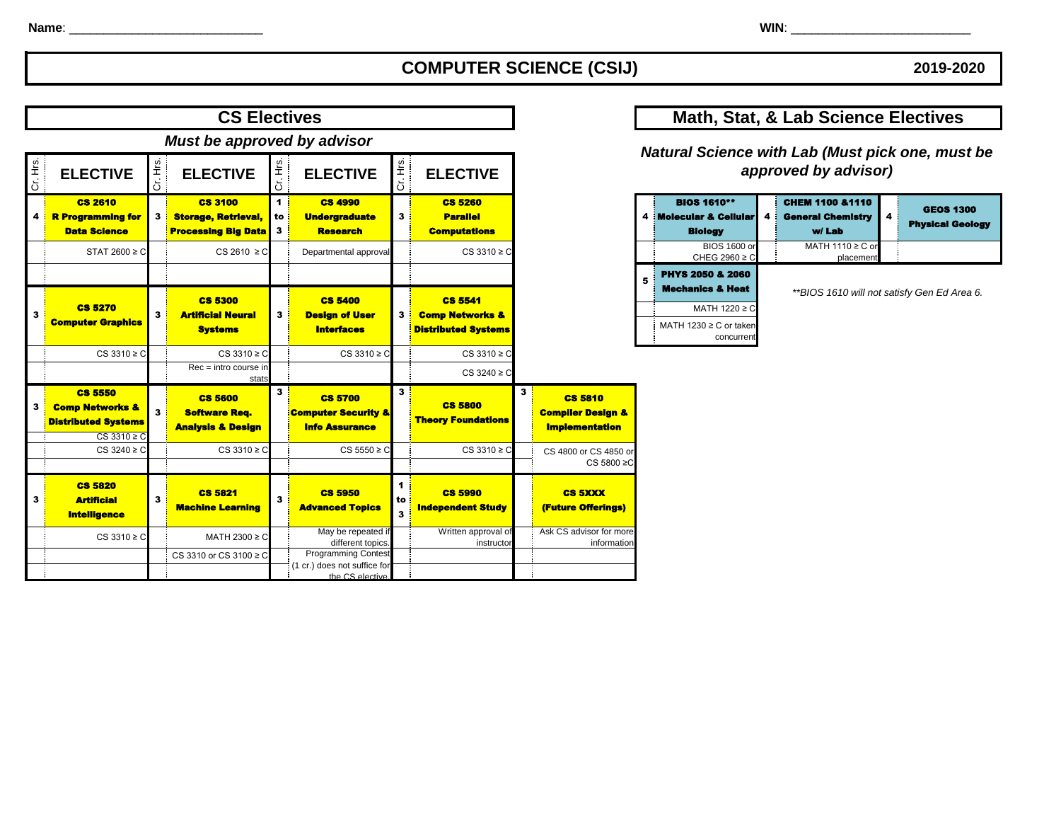Name: ____________________________ WIN: __________________________

# COMPUTER SCIENCE (CSIJ)

2019-2020

## CS Electives

*Must be approved by advisor*

| Cr. Hrs. | ELECTIVE | Cr. Hrs. | ELECTIVE | Cr. Hrs. | ELECTIVE | Cr. Hrs. | ELECTIVE | Cr. Hrs. | ELECTIVE |
|---|---|---|---|---|---|---|---|---|---|
| 4 | **CS 2610 R Programming for Data Science** | 3 | **CS 3100 Storage, Retrieval, Processing Big Data** | 1 to 3 | **CS 4990 Undergraduate Research** | 3 | **CS 5260 Parallel Computations** | | |
| | STAT 2600 ≥ C | | CS 2610 ≥ C | | Departmental approval | | CS 3310 ≥ C | | |
| | | | | | | | | | |
| 3 | **CS 5270 Computer Graphics** | 3 | **CS 5300 Artificial Neural Systems** | 3 | **CS 5400 Design of User Interfaces** | 3 | **CS 5541 Comp Networks & Distributed Systems** | | |
| | CS 3310 ≥ C | | CS 3310 ≥ C | | CS 3310 ≥ C | | CS 3310 ≥ C | | |
| | | | Rec = intro course in stats | | | | CS 3240 ≥ C | | |
| 3 | **CS 5550 Comp Networks & Distributed Systems** | 3 | **CS 5600 Software Req. Analysis & Design** | 3 | **CS 5700 Computer Security & Info Assurance** | 3 | **CS 5800 Theory Foundations** | 3 | **CS 5810 Compiler Design & Implementation** |
| | CS 3310 ≥ C | | | | | | | | |
| | CS 3240 ≥ C | | CS 3310 ≥ C | | CS 5550 ≥ C | | CS 3310 ≥ C | | CS 4800 or CS 4850 or CS 5800 ≥C |
| | | | | | | | | | |
| 3 | **CS 5820 Artificial Intelligence** | 3 | **CS 5821 Machine Learning** | 3 | **CS 5950 Advanced Topics** | 1 to 3 | **CS 5990 Independent Study** | | **CS 5XXX (Future Offerings)** |
| | CS 3310 ≥ C | | MATH 2300 ≥ C | | May be repeated if different topics. | | Written approval of instructor | | Ask CS advisor for more information |
| | | | CS 3310 or CS 3100 ≥ C | | Programming Contest (1 cr.) does not suffice for the CS elective | | | | |

## Math, Stat, & Lab Science Electives

*Natural Science with Lab (Must pick one, must be approved by advisor)*

| Cr. Hrs. | ELECTIVE | Cr. Hrs. | ELECTIVE | Cr. Hrs. | ELECTIVE |
|---|---|---|---|---|---|
| 4 | **BIOS 1610\*\* Molecular & Cellular Biology** | 4 | **CHEM 1100 &1110 General Chemistry w/ Lab** | 4 | **GEOS 1300 Physical Geology** |
| | BIOS 1600 or CHEG 2960 ≥ C | | MATH 1110 ≥ C or placement | | |
| 5 | **PHYS 2050 & 2060 Mechanics & Heat** | | | | |
| | MATH 1220 ≥ C | | | | |
| | MATH 1230 ≥ C or taken concurrent | | | | |

*\*\*BIOS 1610 will not satisfy Gen Ed Area 6.*